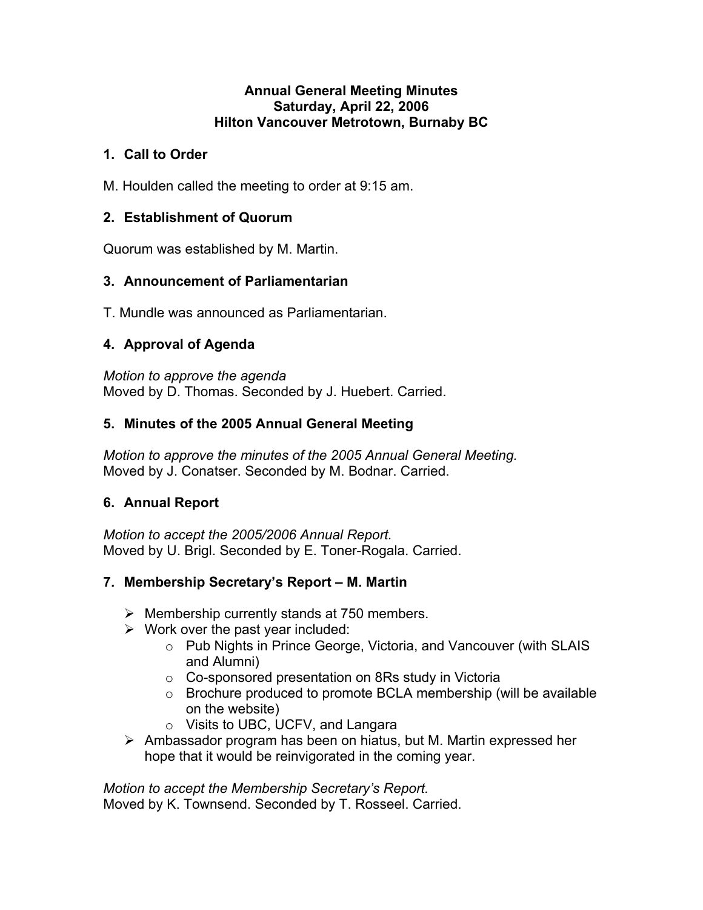# Annual General Meeting Minutes
# Saturday, April 22, 2006
# Hilton Vancouver Metrotown, Burnaby BC

## 1. Call to Order

M. Houlden called the meeting to order at 9:15 am.

## 2. Establishment of Quorum

Quorum was established by M. Martin.

## 3. Announcement of Parliamentarian

T. Mundle was announced as Parliamentarian.

## 4. Approval of Agenda

*Motion to approve the agenda*
Moved by D. Thomas. Seconded by J. Huebert. Carried.

## 5. Minutes of the 2005 Annual General Meeting

*Motion to approve the minutes of the 2005 Annual General Meeting.*
Moved by J. Conatser. Seconded by M. Bodnar. Carried.

## 6. Annual Report

*Motion to accept the 2005/2006 Annual Report.*
Moved by U. Brigl. Seconded by E. Toner-Rogala. Carried.

## 7. Membership Secretary's Report – M. Martin

- Membership currently stands at 750 members.
- Work over the past year included:
  - Pub Nights in Prince George, Victoria, and Vancouver (with SLAIS and Alumni)
  - Co-sponsored presentation on 8Rs study in Victoria
  - Brochure produced to promote BCLA membership (will be available on the website)
  - Visits to UBC, UCFV, and Langara
- Ambassador program has been on hiatus, but M. Martin expressed her hope that it would be reinvigorated in the coming year.

*Motion to accept the Membership Secretary's Report.*
Moved by K. Townsend. Seconded by T. Rosseel. Carried.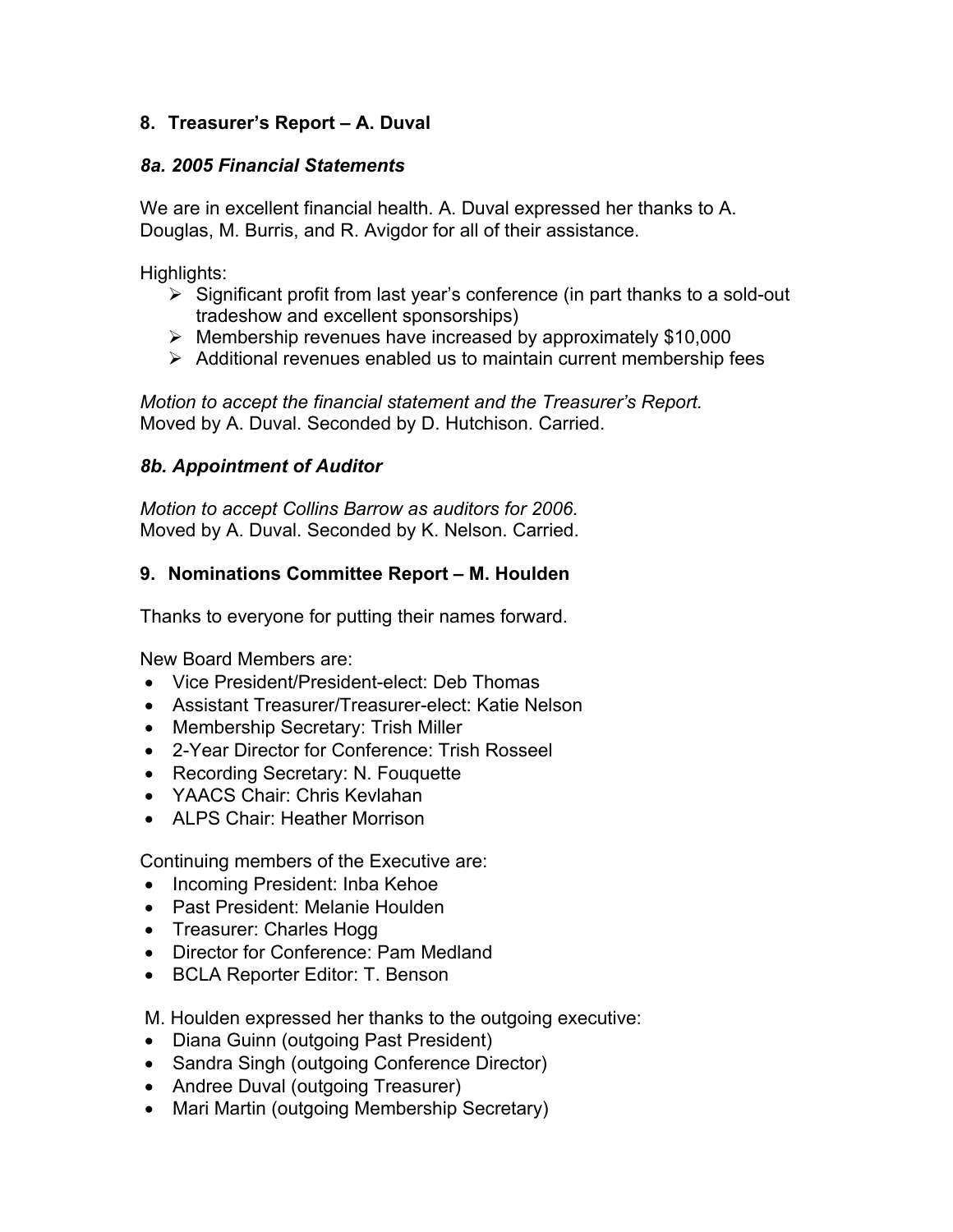## 8. Treasurer's Report – A. Duval

### *8a. 2005 Financial Statements*

We are in excellent financial health. A. Duval expressed her thanks to A. Douglas, M. Burris, and R. Avigdor for all of their assistance.

Highlights:

- Significant profit from last year's conference (in part thanks to a sold-out tradeshow and excellent sponsorships)
- Membership revenues have increased by approximately $10,000
- Additional revenues enabled us to maintain current membership fees

*Motion to accept the financial statement and the Treasurer's Report.*
Moved by A. Duval. Seconded by D. Hutchison. Carried.

### *8b. Appointment of Auditor*

*Motion to accept Collins Barrow as auditors for 2006.*
Moved by A. Duval. Seconded by K. Nelson. Carried.

## 9. Nominations Committee Report – M. Houlden

Thanks to everyone for putting their names forward.

New Board Members are:

- Vice President/President-elect: Deb Thomas
- Assistant Treasurer/Treasurer-elect: Katie Nelson
- Membership Secretary: Trish Miller
- 2-Year Director for Conference: Trish Rosseel
- Recording Secretary: N. Fouquette
- YAACS Chair: Chris Kevlahan
- ALPS Chair: Heather Morrison

Continuing members of the Executive are:

- Incoming President: Inba Kehoe
- Past President: Melanie Houlden
- Treasurer: Charles Hogg
- Director for Conference: Pam Medland
- BCLA Reporter Editor: T. Benson

M. Houlden expressed her thanks to the outgoing executive:

- Diana Guinn (outgoing Past President)
- Sandra Singh (outgoing Conference Director)
- Andree Duval (outgoing Treasurer)
- Mari Martin (outgoing Membership Secretary)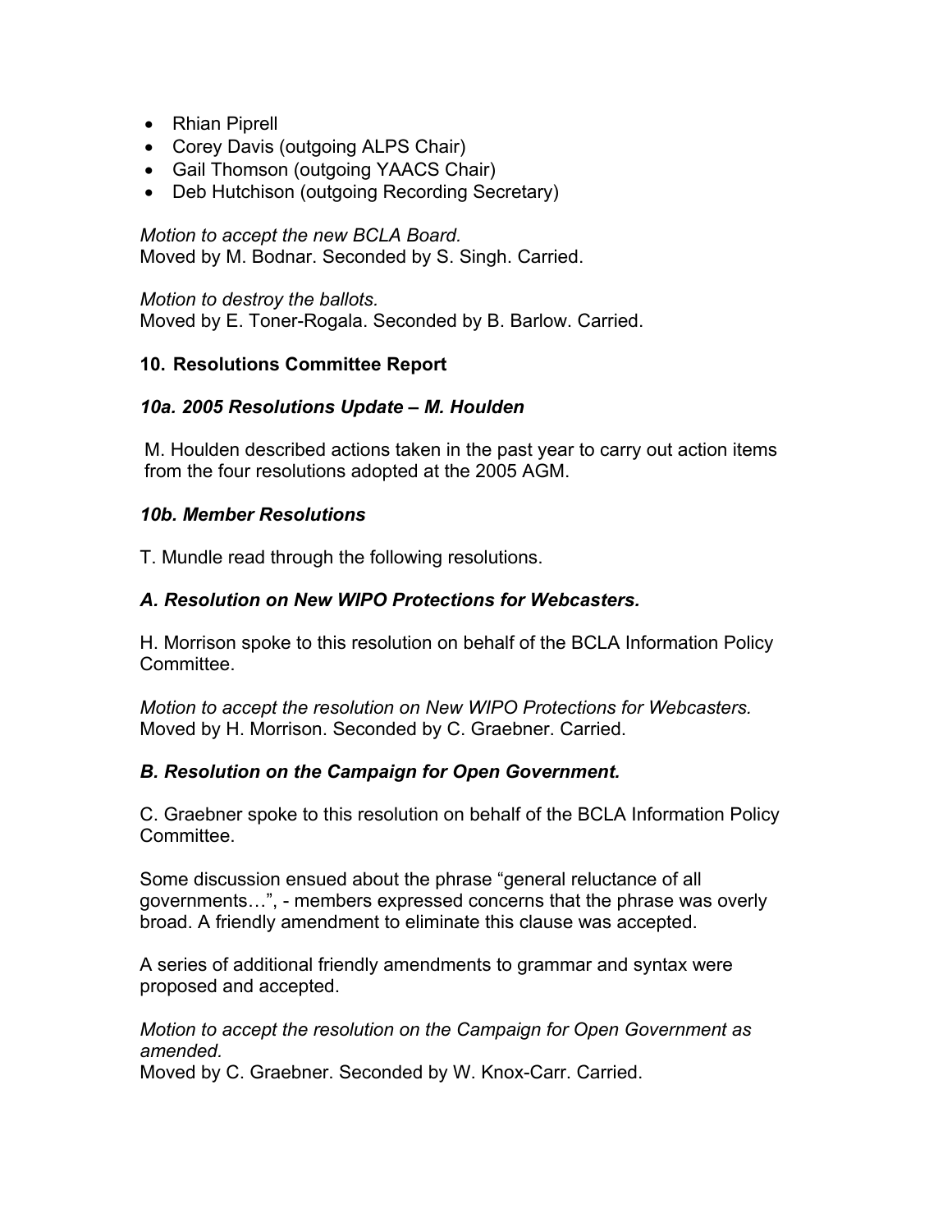- Rhian Piprell
- Corey Davis (outgoing ALPS Chair)
- Gail Thomson (outgoing YAACS Chair)
- Deb Hutchison (outgoing Recording Secretary)

*Motion to accept the new BCLA Board.*
Moved by M. Bodnar. Seconded by S. Singh. Carried.

*Motion to destroy the ballots.*
Moved by E. Toner-Rogala. Seconded by B. Barlow. Carried.

## 10. Resolutions Committee Report

### *10a. 2005 Resolutions Update – M. Houlden*

M. Houlden described actions taken in the past year to carry out action items from the four resolutions adopted at the 2005 AGM.

### *10b. Member Resolutions*

T. Mundle read through the following resolutions.

### *A. Resolution on New WIPO Protections for Webcasters.*

H. Morrison spoke to this resolution on behalf of the BCLA Information Policy Committee.

*Motion to accept the resolution on New WIPO Protections for Webcasters.*
Moved by H. Morrison. Seconded by C. Graebner. Carried.

### *B. Resolution on the Campaign for Open Government.*

C. Graebner spoke to this resolution on behalf of the BCLA Information Policy Committee.

Some discussion ensued about the phrase "general reluctance of all governments…", - members expressed concerns that the phrase was overly broad. A friendly amendment to eliminate this clause was accepted.

A series of additional friendly amendments to grammar and syntax were proposed and accepted.

*Motion to accept the resolution on the Campaign for Open Government as amended.*
Moved by C. Graebner. Seconded by W. Knox-Carr. Carried.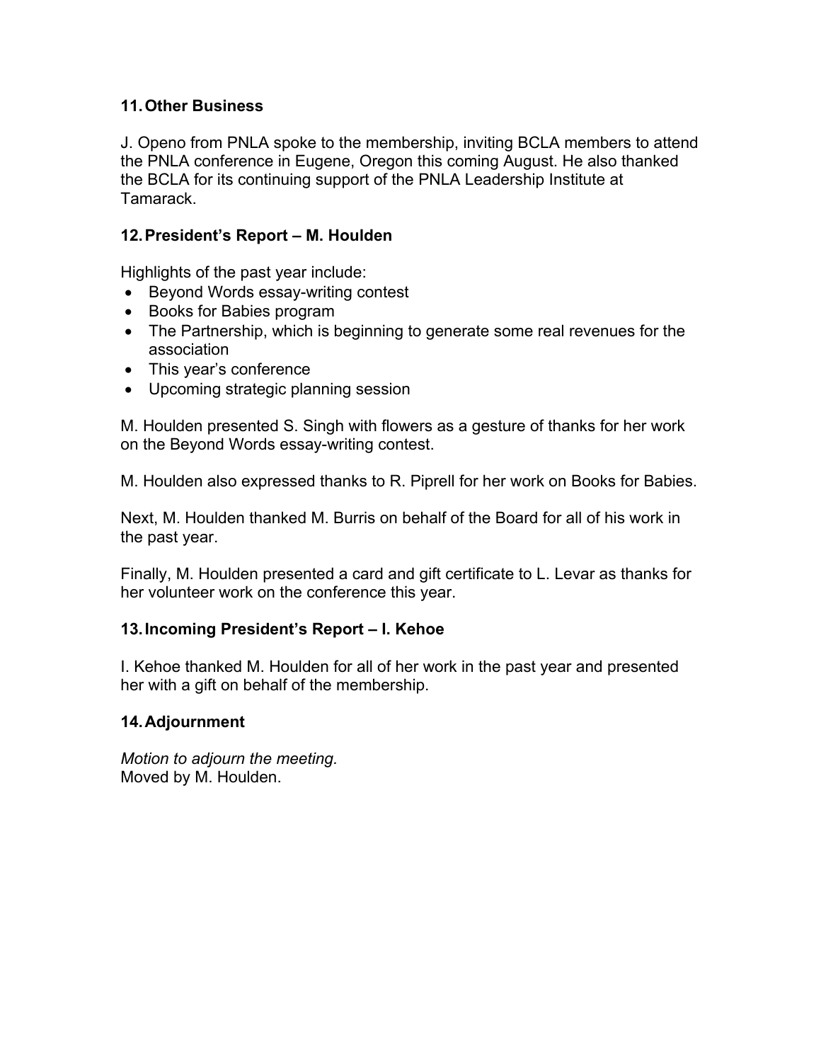### 11. Other Business

J. Openo from PNLA spoke to the membership, inviting BCLA members to attend the PNLA conference in Eugene, Oregon this coming August. He also thanked the BCLA for its continuing support of the PNLA Leadership Institute at Tamarack.

### 12. President's Report – M. Houlden

Highlights of the past year include:

- Beyond Words essay-writing contest
- Books for Babies program
- The Partnership, which is beginning to generate some real revenues for the association
- This year's conference
- Upcoming strategic planning session

M. Houlden presented S. Singh with flowers as a gesture of thanks for her work on the Beyond Words essay-writing contest.

M. Houlden also expressed thanks to R. Piprell for her work on Books for Babies.

Next, M. Houlden thanked M. Burris on behalf of the Board for all of his work in the past year.

Finally, M. Houlden presented a card and gift certificate to L. Levar as thanks for her volunteer work on the conference this year.

### 13. Incoming President's Report – I. Kehoe

I. Kehoe thanked M. Houlden for all of her work in the past year and presented her with a gift on behalf of the membership.

### 14. Adjournment

*Motion to adjourn the meeting.*
Moved by M. Houlden.